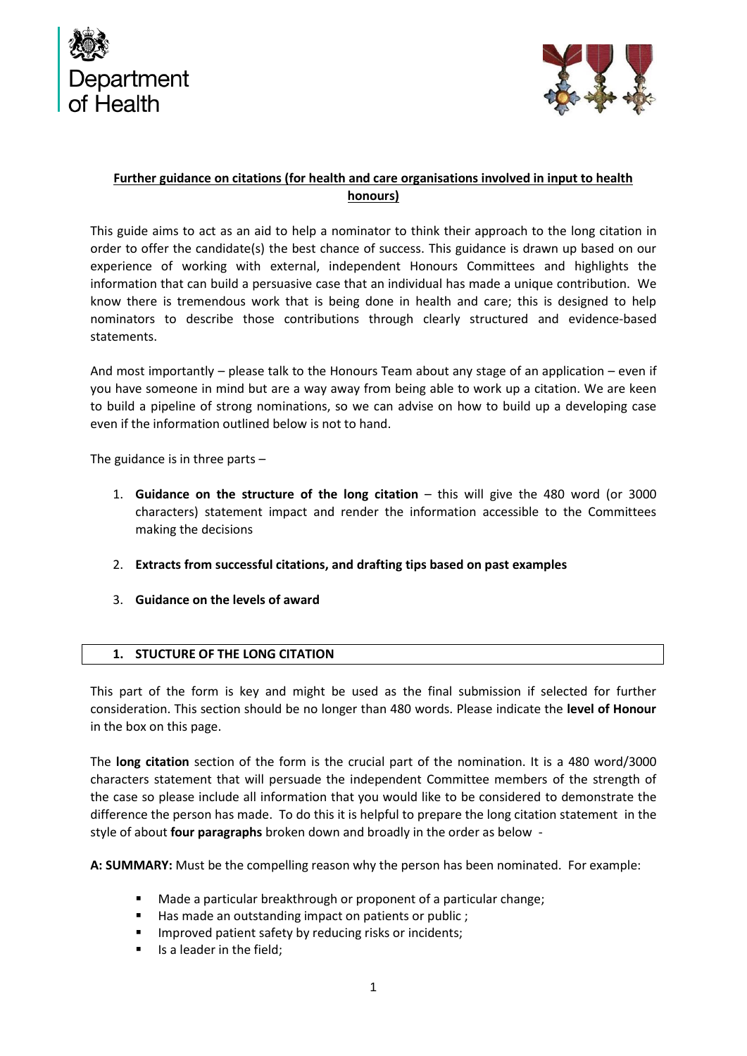Department of Health

**Further guidance on citations (for health and care organisations involved in input to health honours)**

This guide aims to act as an aid to help a nominator to think their approach to the long citation in order to offer the candidate(s) the best chance of success. This guidance is drawn up based on our experience of working with external, independent Honours Committees and highlights the information that can build a persuasive case that an individual has made a unique contribution. We know there is tremendous work that is being done in health and care; this is designed to help nominators to describe those contributions through clearly structured and evidence-based statements.

And most importantly – please talk to the Honours Team about any stage of an application – even if you have someone in mind but are a way away from being able to work up a citation. We are keen to build a pipeline of strong nominations, so we can advise on how to build up a developing case even if the information outlined below is not to hand.

The guidance is in three parts –

1. **Guidance on the structure of the long citation** – this will give the 480 word (or 3000 characters) statement impact and render the information accessible to the Committees making the decisions

2. **Extracts from successful citations, and drafting tips based on past examples**

3. **Guidance on the levels of award**

## 1. STUCTURE OF THE LONG CITATION

This part of the form is key and might be used as the final submission if selected for further consideration. This section should be no longer than 480 words. Please indicate the **level of Honour** in the box on this page.

The **long citation** section of the form is the crucial part of the nomination. It is a 480 word/3000 characters statement that will persuade the independent Committee members of the strength of the case so please include all information that you would like to be considered to demonstrate the difference the person has made. To do this it is helpful to prepare the long citation statement in the style of about **four paragraphs** broken down and broadly in the order as below -

**A: SUMMARY:** Must be the compelling reason why the person has been nominated. For example:

- Made a particular breakthrough or proponent of a particular change;
- Has made an outstanding impact on patients or public ;
- Improved patient safety by reducing risks or incidents;
- Is a leader in the field;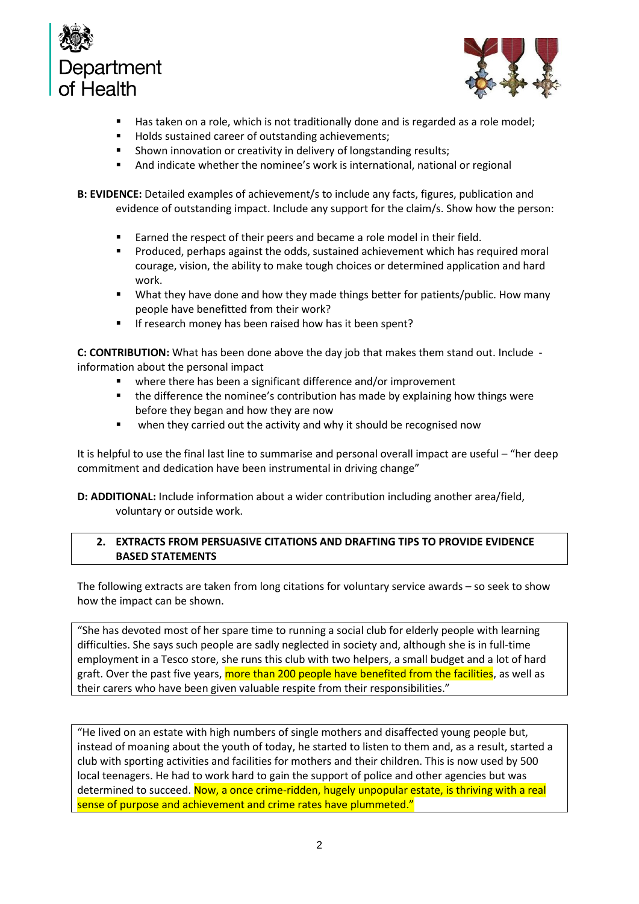- Has taken on a role, which is not traditionally done and is regarded as a role model;
- Holds sustained career of outstanding achievements;
- Shown innovation or creativity in delivery of longstanding results;
- And indicate whether the nominee's work is international, national or regional

**B: EVIDENCE:** Detailed examples of achievement/s to include any facts, figures, publication and evidence of outstanding impact. Include any support for the claim/s. Show how the person:

- Earned the respect of their peers and became a role model in their field.
- Produced, perhaps against the odds, sustained achievement which has required moral courage, vision, the ability to make tough choices or determined application and hard work.
- What they have done and how they made things better for patients/public. How many people have benefitted from their work?
- If research money has been raised how has it been spent?

**C: CONTRIBUTION:** What has been done above the day job that makes them stand out. Include - information about the personal impact

- where there has been a significant difference and/or improvement
- the difference the nominee's contribution has made by explaining how things were before they began and how they are now
- when they carried out the activity and why it should be recognised now

It is helpful to use the final last line to summarise and personal overall impact are useful – "her deep commitment and dedication have been instrumental in driving change"

**D: ADDITIONAL:** Include information about a wider contribution including another area/field, voluntary or outside work.

## 2. EXTRACTS FROM PERSUASIVE CITATIONS AND DRAFTING TIPS TO PROVIDE EVIDENCE BASED STATEMENTS

The following extracts are taken from long citations for voluntary service awards – so seek to show how the impact can be shown.

> "She has devoted most of her spare time to running a social club for elderly people with learning difficulties. She says such people are sadly neglected in society and, although she is in full-time employment in a Tesco store, she runs this club with two helpers, a small budget and a lot of hard graft. Over the past five years, more than 200 people have benefited from the facilities, as well as their carers who have been given valuable respite from their responsibilities."

> "He lived on an estate with high numbers of single mothers and disaffected young people but, instead of moaning about the youth of today, he started to listen to them and, as a result, started a club with sporting activities and facilities for mothers and their children. This is now used by 500 local teenagers. He had to work hard to gain the support of police and other agencies but was determined to succeed. Now, a once crime-ridden, hugely unpopular estate, is thriving with a real sense of purpose and achievement and crime rates have plummeted."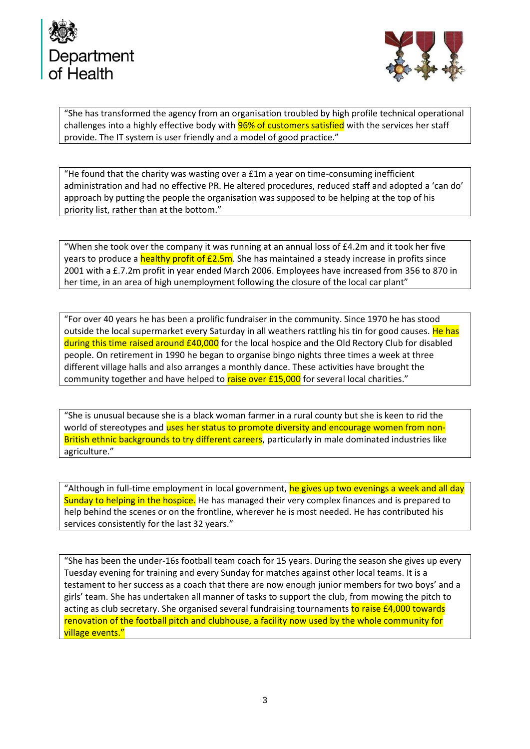"She has transformed the agency from an organisation troubled by high profile technical operational challenges into a highly effective body with 96% of customers satisfied with the services her staff provide. The IT system is user friendly and a model of good practice."

"He found that the charity was wasting over a £1m a year on time-consuming inefficient administration and had no effective PR. He altered procedures, reduced staff and adopted a 'can do' approach by putting the people the organisation was supposed to be helping at the top of his priority list, rather than at the bottom."

"When she took over the company it was running at an annual loss of £4.2m and it took her five years to produce a healthy profit of £2.5m. She has maintained a steady increase in profits since 2001 with a £.7.2m profit in year ended March 2006. Employees have increased from 356 to 870 in her time, in an area of high unemployment following the closure of the local car plant"

"For over 40 years he has been a prolific fundraiser in the community. Since 1970 he has stood outside the local supermarket every Saturday in all weathers rattling his tin for good causes. He has during this time raised around £40,000 for the local hospice and the Old Rectory Club for disabled people. On retirement in 1990 he began to organise bingo nights three times a week at three different village halls and also arranges a monthly dance. These activities have brought the community together and have helped to raise over £15,000 for several local charities."

"She is unusual because she is a black woman farmer in a rural county but she is keen to rid the world of stereotypes and uses her status to promote diversity and encourage women from non-British ethnic backgrounds to try different careers, particularly in male dominated industries like agriculture."

"Although in full-time employment in local government, he gives up two evenings a week and all day Sunday to helping in the hospice. He has managed their very complex finances and is prepared to help behind the scenes or on the frontline, wherever he is most needed. He has contributed his services consistently for the last 32 years."

"She has been the under-16s football team coach for 15 years. During the season she gives up every Tuesday evening for training and every Sunday for matches against other local teams. It is a testament to her success as a coach that there are now enough junior members for two boys' and a girls' team. She has undertaken all manner of tasks to support the club, from mowing the pitch to acting as club secretary. She organised several fundraising tournaments to raise £4,000 towards renovation of the football pitch and clubhouse, a facility now used by the whole community for village events."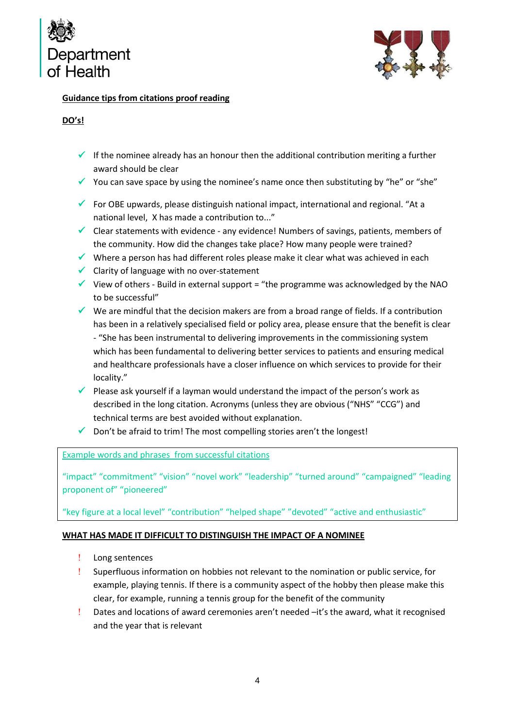**Guidance tips from citations proof reading**

**DO's!**

- ✓ If the nominee already has an honour then the additional contribution meriting a further award should be clear
- ✓ You can save space by using the nominee's name once then substituting by "he" or "she"
- ✓ For OBE upwards, please distinguish national impact, international and regional. "At a national level, X has made a contribution to..."
- ✓ Clear statements with evidence - any evidence! Numbers of savings, patients, members of the community. How did the changes take place? How many people were trained?
- ✓ Where a person has had different roles please make it clear what was achieved in each
- ✓ Clarity of language with no over-statement
- ✓ View of others - Build in external support = "the programme was acknowledged by the NAO to be successful"
- ✓ We are mindful that the decision makers are from a broad range of fields. If a contribution has been in a relatively specialised field or policy area, please ensure that the benefit is clear - "She has been instrumental to delivering improvements in the commissioning system which has been fundamental to delivering better services to patients and ensuring medical and healthcare professionals have a closer influence on which services to provide for their locality."
- ✓ Please ask yourself if a layman would understand the impact of the person's work as described in the long citation. Acronyms (unless they are obvious ("NHS" "CCG") and technical terms are best avoided without explanation.
- ✓ Don't be afraid to trim! The most compelling stories aren't the longest!

> Example words and phrases from successful citations
>
> "impact" "commitment" "vision" "novel work" "leadership" "turned around" "campaigned" "leading proponent of" "pioneered"
>
> "key figure at a local level" "contribution" "helped shape" "devoted" "active and enthusiastic"

**WHAT HAS MADE IT DIFFICULT TO DISTINGUISH THE IMPACT OF A NOMINEE**

- ! Long sentences
- ! Superfluous information on hobbies not relevant to the nomination or public service, for example, playing tennis. If there is a community aspect of the hobby then please make this clear, for example, running a tennis group for the benefit of the community
- ! Dates and locations of award ceremonies aren't needed –it's the award, what it recognised and the year that is relevant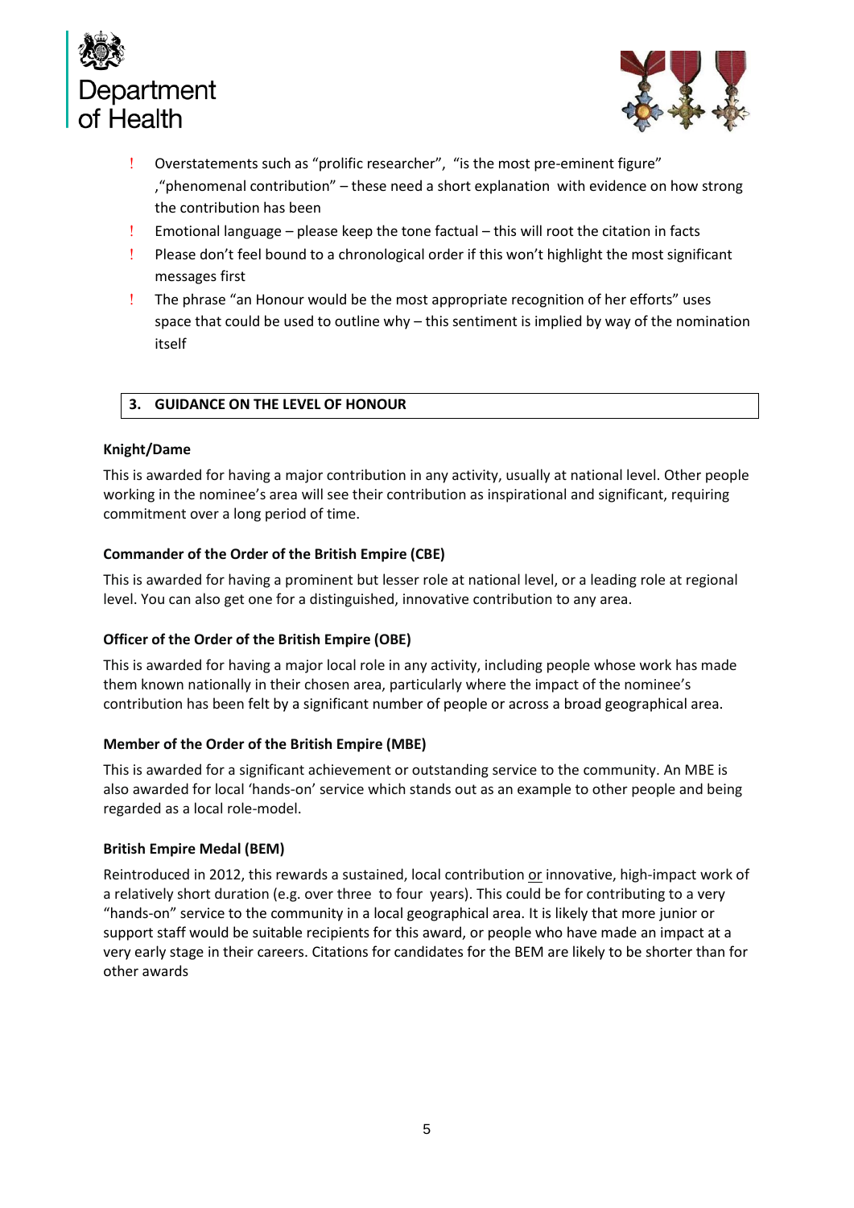- Overstatements such as "prolific researcher", "is the most pre-eminent figure" ,"phenomenal contribution" – these need a short explanation with evidence on how strong the contribution has been
- Emotional language – please keep the tone factual – this will root the citation in facts
- Please don't feel bound to a chronological order if this won't highlight the most significant messages first
- The phrase "an Honour would be the most appropriate recognition of her efforts" uses space that could be used to outline why – this sentiment is implied by way of the nomination itself

## 3. GUIDANCE ON THE LEVEL OF HONOUR

**Knight/Dame**

This is awarded for having a major contribution in any activity, usually at national level. Other people working in the nominee's area will see their contribution as inspirational and significant, requiring commitment over a long period of time.

**Commander of the Order of the British Empire (CBE)**

This is awarded for having a prominent but lesser role at national level, or a leading role at regional level. You can also get one for a distinguished, innovative contribution to any area.

**Officer of the Order of the British Empire (OBE)**

This is awarded for having a major local role in any activity, including people whose work has made them known nationally in their chosen area, particularly where the impact of the nominee's contribution has been felt by a significant number of people or across a broad geographical area.

**Member of the Order of the British Empire (MBE)**

This is awarded for a significant achievement or outstanding service to the community. An MBE is also awarded for local 'hands-on' service which stands out as an example to other people and being regarded as a local role-model.

**British Empire Medal (BEM)**

Reintroduced in 2012, this rewards a sustained, local contribution or innovative, high-impact work of a relatively short duration (e.g. over three to four years). This could be for contributing to a very "hands-on" service to the community in a local geographical area. It is likely that more junior or support staff would be suitable recipients for this award, or people who have made an impact at a very early stage in their careers. Citations for candidates for the BEM are likely to be shorter than for other awards